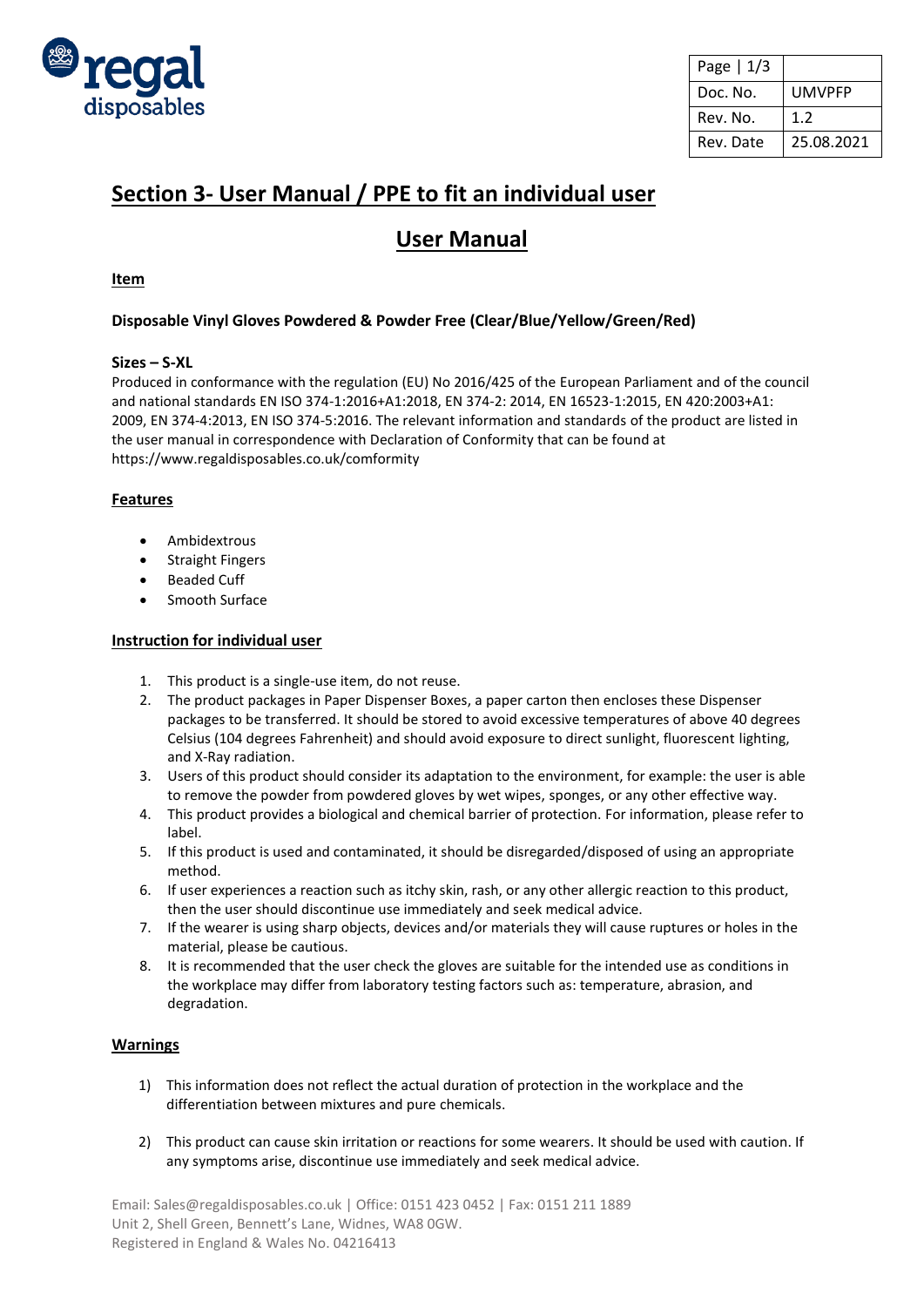| Page \| 1/3 | |
|---|---|
| Doc. No. | UMVPFP |
| Rev. No. | 1.2 |
| Rev. Date | 25.08.2021 |

# Section 3- User Manual / PPE to fit an individual user

## User Manual

**Item**

**Disposable Vinyl Gloves Powdered & Powder Free (Clear/Blue/Yellow/Green/Red)**

**Sizes – S-XL**

Produced in conformance with the regulation (EU) No 2016/425 of the European Parliament and of the council and national standards EN ISO 374-1:2016+A1:2018, EN 374-2: 2014, EN 16523-1:2015, EN 420:2003+A1: 2009, EN 374-4:2013, EN ISO 374-5:2016. The relevant information and standards of the product are listed in the user manual in correspondence with Declaration of Conformity that can be found at https://www.regaldisposables.co.uk/comformity

**Features**

- Ambidextrous
- Straight Fingers
- Beaded Cuff
- Smooth Surface

**Instruction for individual user**

1. This product is a single-use item, do not reuse.
2. The product packages in Paper Dispenser Boxes, a paper carton then encloses these Dispenser packages to be transferred. It should be stored to avoid excessive temperatures of above 40 degrees Celsius (104 degrees Fahrenheit) and should avoid exposure to direct sunlight, fluorescent lighting, and X-Ray radiation.
3. Users of this product should consider its adaptation to the environment, for example: the user is able to remove the powder from powdered gloves by wet wipes, sponges, or any other effective way.
4. This product provides a biological and chemical barrier of protection. For information, please refer to label.
5. If this product is used and contaminated, it should be disregarded/disposed of using an appropriate method.
6. If user experiences a reaction such as itchy skin, rash, or any other allergic reaction to this product, then the user should discontinue use immediately and seek medical advice.
7. If the wearer is using sharp objects, devices and/or materials they will cause ruptures or holes in the material, please be cautious.
8. It is recommended that the user check the gloves are suitable for the intended use as conditions in the workplace may differ from laboratory testing factors such as: temperature, abrasion, and degradation.

**Warnings**

1) This information does not reflect the actual duration of protection in the workplace and the differentiation between mixtures and pure chemicals.
2) This product can cause skin irritation or reactions for some wearers. It should be used with caution. If any symptoms arise, discontinue use immediately and seek medical advice.

Email: Sales@regaldisposables.co.uk | Office: 0151 423 0452 | Fax: 0151 211 1889
Unit 2, Shell Green, Bennett's Lane, Widnes, WA8 0GW.
Registered in England & Wales No. 04216413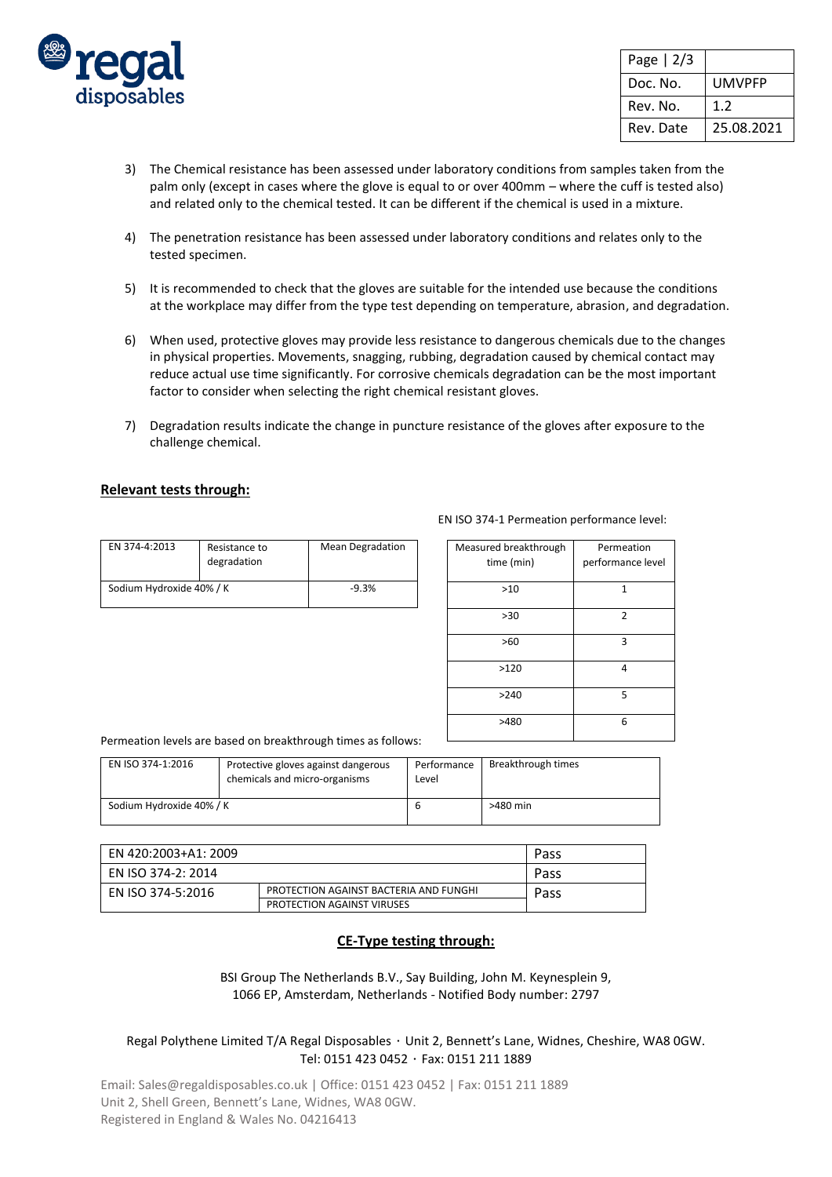3) The Chemical resistance has been assessed under laboratory conditions from samples taken from the palm only (except in cases where the glove is equal to or over 400mm – where the cuff is tested also) and related only to the chemical tested. It can be different if the chemical is used in a mixture.

4) The penetration resistance has been assessed under laboratory conditions and relates only to the tested specimen.

5) It is recommended to check that the gloves are suitable for the intended use because the conditions at the workplace may differ from the type test depending on temperature, abrasion, and degradation.

6) When used, protective gloves may provide less resistance to dangerous chemicals due to the changes in physical properties. Movements, snagging, rubbing, degradation caused by chemical contact may reduce actual use time significantly. For corrosive chemicals degradation can be the most important factor to consider when selecting the right chemical resistant gloves.

7) Degradation results indicate the change in puncture resistance of the gloves after exposure to the challenge chemical.

**Relevant tests through:**

| EN 374-4:2013 | Resistance to degradation | Mean Degradation |
|---|---|---|
| Sodium Hydroxide 40% / K | | -9.3% |

EN ISO 374-1 Permeation performance level:

| Measured breakthrough time (min) | Permeation performance level |
|---|---|
| >10 | 1 |
| >30 | 2 |
| >60 | 3 |
| >120 | 4 |
| >240 | 5 |
| >480 | 6 |

Permeation levels are based on breakthrough times as follows:

| EN ISO 374-1:2016 | Protective gloves against dangerous chemicals and micro-organisms | Performance Level | Breakthrough times |
|---|---|---|---|
| Sodium Hydroxide 40% / K | | 6 | >480 min |

| EN 420:2003+A1: 2009 | | Pass |
|---|---|---|
| EN ISO 374-2: 2014 | | Pass |
| EN ISO 374-5:2016 | PROTECTION AGAINST BACTERIA AND FUNGHI<br>PROTECTION AGAINST VIRUSES | Pass |

**CE-Type testing through:**

BSI Group The Netherlands B.V., Say Building, John M. Keynesplein 9, 1066 EP, Amsterdam, Netherlands - Notified Body number: 2797

Regal Polythene Limited T/A Regal Disposables · Unit 2, Bennett's Lane, Widnes, Cheshire, WA8 0GW. Tel: 0151 423 0452 · Fax: 0151 211 1889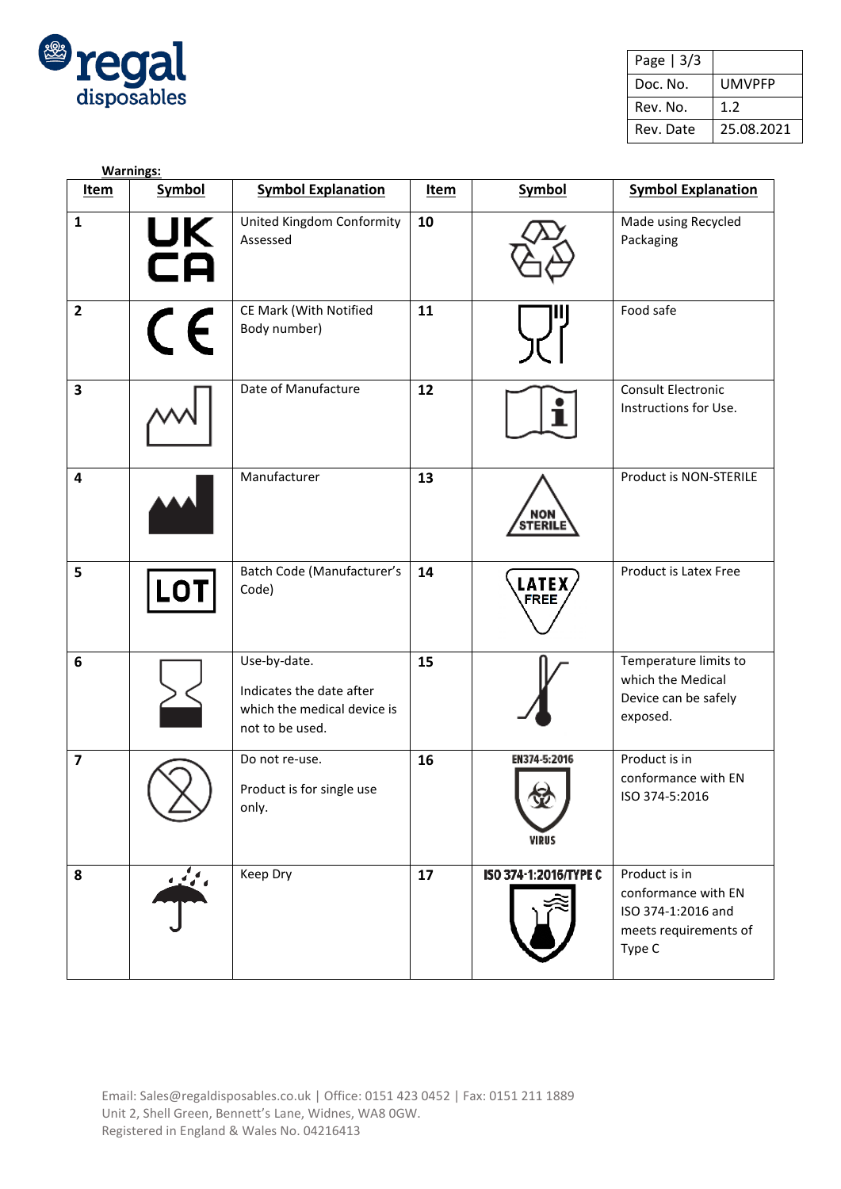| Page \| 3/3 | |
|---|---|
| Doc. No. | UMVPFP |
| Rev. No. | 1.2 |
| Rev. Date | 25.08.2021 |

**Warnings:**

| Item | Symbol | Symbol Explanation | Item | Symbol | Symbol Explanation |
|---|---|---|---|---|---|
| 1 | UK CA | United Kingdom Conformity Assessed | 10 | | Made using Recycled Packaging |
| 2 | CE | CE Mark (With Notified Body number) | 11 | | Food safe |
| 3 | | Date of Manufacture | 12 | | Consult Electronic Instructions for Use. |
| 4 | | Manufacturer | 13 | NON STERILE | Product is NON-STERILE |
| 5 | LOT | Batch Code (Manufacturer's Code) | 14 | LATEX FREE | Product is Latex Free |
| 6 | | Use-by-date. Indicates the date after which the medical device is not to be used. | 15 | | Temperature limits to which the Medical Device can be safely exposed. |
| 7 | | Do not re-use. Product is for single use only. | 16 | EN374-5:2016 VIRUS | Product is in conformance with EN ISO 374-5:2016 |
| 8 | | Keep Dry | 17 | ISO 374-1:2016/TYPE C | Product is in conformance with EN ISO 374-1:2016 and meets requirements of Type C |

Email: Sales@regaldisposables.co.uk | Office: 0151 423 0452 | Fax: 0151 211 1889
Unit 2, Shell Green, Bennett's Lane, Widnes, WA8 0GW.
Registered in England & Wales No. 04216413